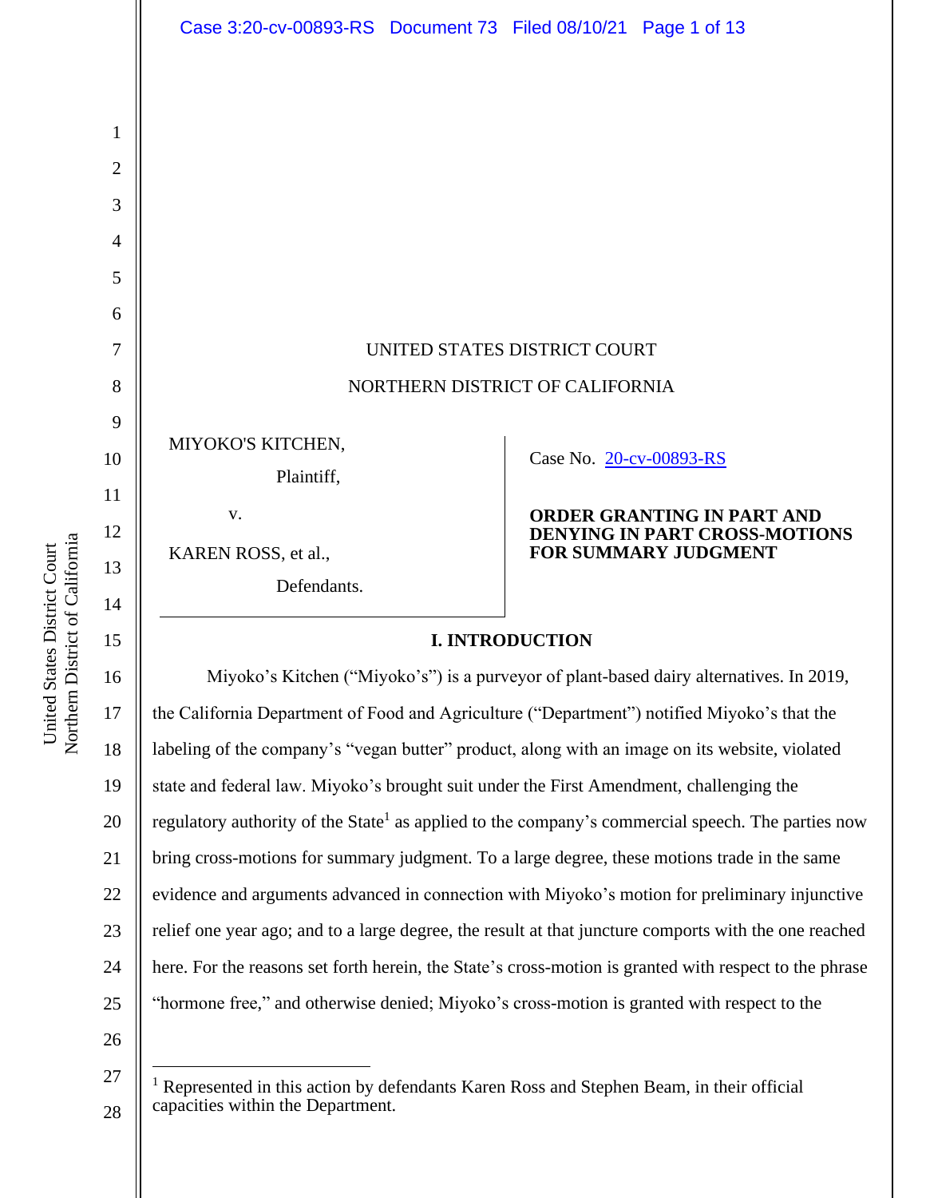UNITED STATES DISTRICT COURT

NORTHERN DISTRICT OF CALIFORNIA

MIYOKO'S KITCHEN,

Plaintiff,

v.

KAREN ROSS, et al.,

Defendants.

Case No. 20-cv-00893-RS

**ORDER GRANTING IN PART AND DENYING IN PART CROSS-MOTIONS FOR SUMMARY JUDGMENT**

## I. INTRODUCTION

Miyoko's Kitchen ("Miyoko's") is a purveyor of plant-based dairy alternatives. In 2019, the California Department of Food and Agriculture ("Department") notified Miyoko's that the labeling of the company's "vegan butter" product, along with an image on its website, violated state and federal law. Miyoko's brought suit under the First Amendment, challenging the regulatory authority of the State[1] as applied to the company's commercial speech. The parties now bring cross-motions for summary judgment. To a large degree, these motions trade in the same evidence and arguments advanced in connection with Miyoko's motion for preliminary injunctive relief one year ago; and to a large degree, the result at that juncture comports with the one reached here. For the reasons set forth herein, the State's cross-motion is granted with respect to the phrase "hormone free," and otherwise denied; Miyoko's cross-motion is granted with respect to the

[1] Represented in this action by defendants Karen Ross and Stephen Beam, in their official capacities within the Department.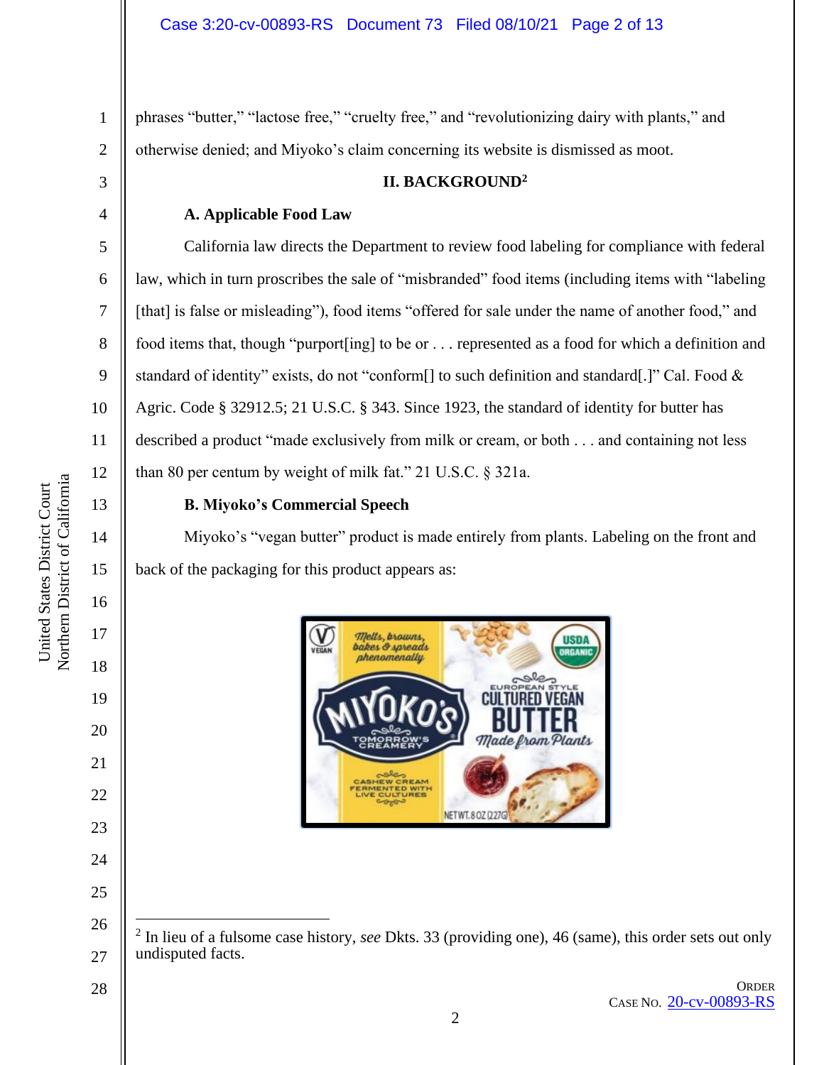phrases "butter," "lactose free," "cruelty free," and "revolutionizing dairy with plants," and otherwise denied; and Miyoko's claim concerning its website is dismissed as moot.

## II. BACKGROUND[2]

### A. Applicable Food Law

California law directs the Department to review food labeling for compliance with federal law, which in turn proscribes the sale of "misbranded" food items (including items with "labeling [that] is false or misleading"), food items "offered for sale under the name of another food," and food items that, though "purport[ing] to be or . . . represented as a food for which a definition and standard of identity" exists, do not "conform[] to such definition and standard[.]" Cal. Food & Agric. Code § 32912.5; 21 U.S.C. § 343. Since 1923, the standard of identity for butter has described a product "made exclusively from milk or cream, or both . . . and containing not less than 80 per centum by weight of milk fat." 21 U.S.C. § 321a.

### B. Miyoko's Commercial Speech

Miyoko's "vegan butter" product is made entirely from plants. Labeling on the front and back of the packaging for this product appears as:

---

[2] In lieu of a fulsome case history, *see* Dkts. 33 (providing one), 46 (same), this order sets out only undisputed facts.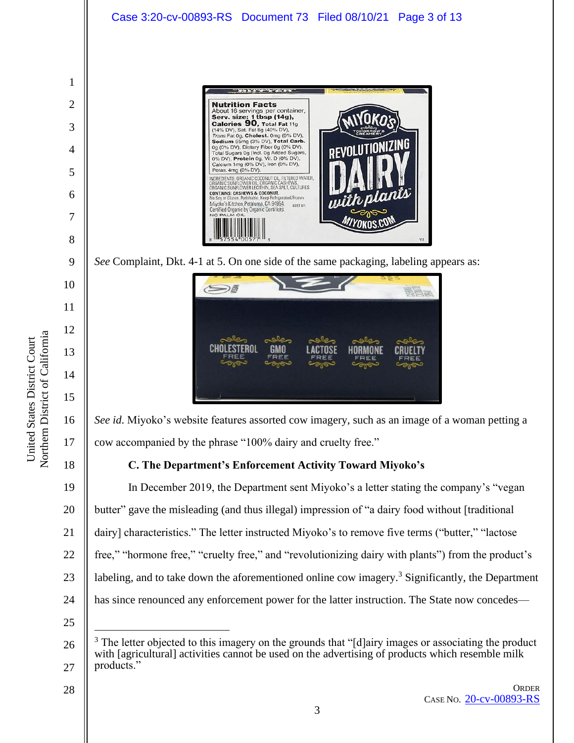*See* Complaint, Dkt. 4-1 at 5. On one side of the same packaging, labeling appears as:

*See id*. Miyoko's website features assorted cow imagery, such as an image of a woman petting a cow accompanied by the phrase "100% dairy and cruelty free."

### C. The Department's Enforcement Activity Toward Miyoko's

In December 2019, the Department sent Miyoko's a letter stating the company's "vegan butter" gave the misleading (and thus illegal) impression of "a dairy food without [traditional dairy] characteristics." The letter instructed Miyoko's to remove five terms ("butter," "lactose free," "hormone free," "cruelty free," and "revolutionizing dairy with plants") from the product's labeling, and to take down the aforementioned online cow imagery.[3] Significantly, the Department has since renounced any enforcement power for the latter instruction. The State now concedes—

[3] The letter objected to this imagery on the grounds that "[d]airy images or associating the product with [agricultural] activities cannot be used on the advertising of products which resemble milk products."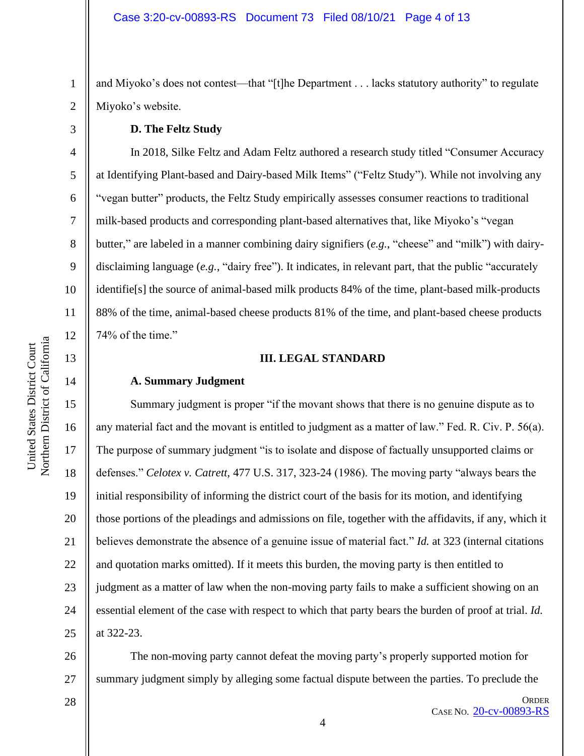and Miyoko's does not contest—that "[t]he Department . . . lacks statutory authority" to regulate Miyoko's website.

**D. The Feltz Study**

In 2018, Silke Feltz and Adam Feltz authored a research study titled "Consumer Accuracy at Identifying Plant-based and Dairy-based Milk Items" ("Feltz Study"). While not involving any "vegan butter" products, the Feltz Study empirically assesses consumer reactions to traditional milk-based products and corresponding plant-based alternatives that, like Miyoko's "vegan butter," are labeled in a manner combining dairy signifiers (*e.g.*, "cheese" and "milk") with dairy-disclaiming language (*e.g.*, "dairy free"). It indicates, in relevant part, that the public "accurately identifie[s] the source of animal-based milk products 84% of the time, plant-based milk-products 88% of the time, animal-based cheese products 81% of the time, and plant-based cheese products 74% of the time."

## III. LEGAL STANDARD

**A. Summary Judgment**

Summary judgment is proper "if the movant shows that there is no genuine dispute as to any material fact and the movant is entitled to judgment as a matter of law." Fed. R. Civ. P. 56(a). The purpose of summary judgment "is to isolate and dispose of factually unsupported claims or defenses." *Celotex v. Catrett,* 477 U.S. 317, 323-24 (1986). The moving party "always bears the initial responsibility of informing the district court of the basis for its motion, and identifying those portions of the pleadings and admissions on file, together with the affidavits, if any, which it believes demonstrate the absence of a genuine issue of material fact." *Id.* at 323 (internal citations and quotation marks omitted). If it meets this burden, the moving party is then entitled to judgment as a matter of law when the non-moving party fails to make a sufficient showing on an essential element of the case with respect to which that party bears the burden of proof at trial. *Id.* at 322-23.

The non-moving party cannot defeat the moving party's properly supported motion for summary judgment simply by alleging some factual dispute between the parties. To preclude the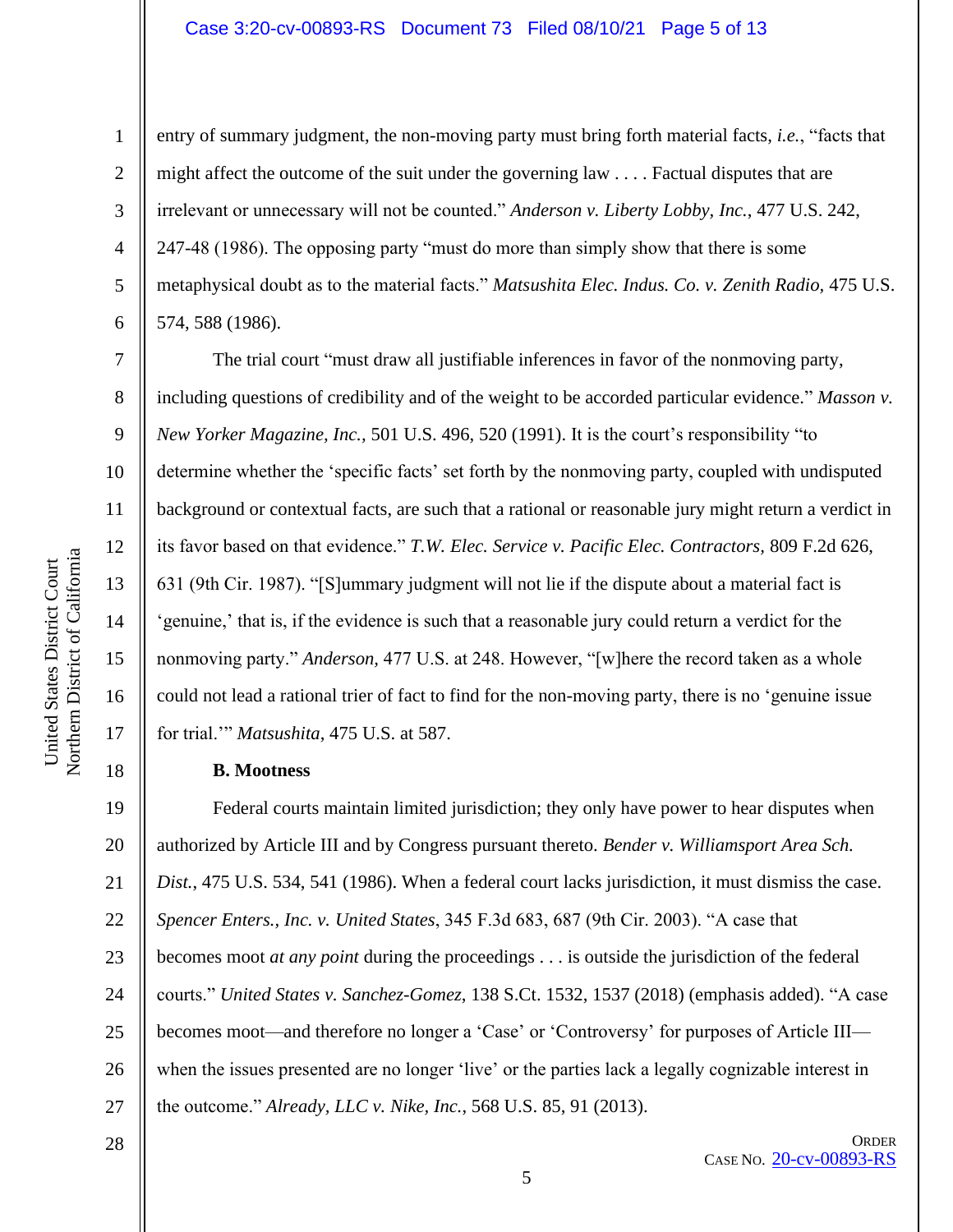entry of summary judgment, the non-moving party must bring forth material facts, *i.e.*, "facts that might affect the outcome of the suit under the governing law . . . . Factual disputes that are irrelevant or unnecessary will not be counted." *Anderson v. Liberty Lobby, Inc.*, 477 U.S. 242, 247-48 (1986). The opposing party "must do more than simply show that there is some metaphysical doubt as to the material facts." *Matsushita Elec. Indus. Co. v. Zenith Radio*, 475 U.S. 574, 588 (1986).

The trial court "must draw all justifiable inferences in favor of the nonmoving party, including questions of credibility and of the weight to be accorded particular evidence." *Masson v. New Yorker Magazine, Inc.*, 501 U.S. 496, 520 (1991). It is the court's responsibility "to determine whether the 'specific facts' set forth by the nonmoving party, coupled with undisputed background or contextual facts, are such that a rational or reasonable jury might return a verdict in its favor based on that evidence." *T.W. Elec. Service v. Pacific Elec. Contractors*, 809 F.2d 626, 631 (9th Cir. 1987). "[S]ummary judgment will not lie if the dispute about a material fact is 'genuine,' that is, if the evidence is such that a reasonable jury could return a verdict for the nonmoving party." *Anderson*, 477 U.S. at 248. However, "[w]here the record taken as a whole could not lead a rational trier of fact to find for the non-moving party, there is no 'genuine issue for trial.'" *Matsushita*, 475 U.S. at 587.

**B. Mootness**

Federal courts maintain limited jurisdiction; they only have power to hear disputes when authorized by Article III and by Congress pursuant thereto. *Bender v. Williamsport Area Sch. Dist.*, 475 U.S. 534, 541 (1986). When a federal court lacks jurisdiction, it must dismiss the case. *Spencer Enters., Inc. v. United States*, 345 F.3d 683, 687 (9th Cir. 2003). "A case that becomes moot *at any point* during the proceedings . . . is outside the jurisdiction of the federal courts." *United States v. Sanchez-Gomez*, 138 S.Ct. 1532, 1537 (2018) (emphasis added). "A case becomes moot—and therefore no longer a 'Case' or 'Controversy' for purposes of Article III—when the issues presented are no longer 'live' or the parties lack a legally cognizable interest in the outcome." *Already, LLC v. Nike, Inc.*, 568 U.S. 85, 91 (2013).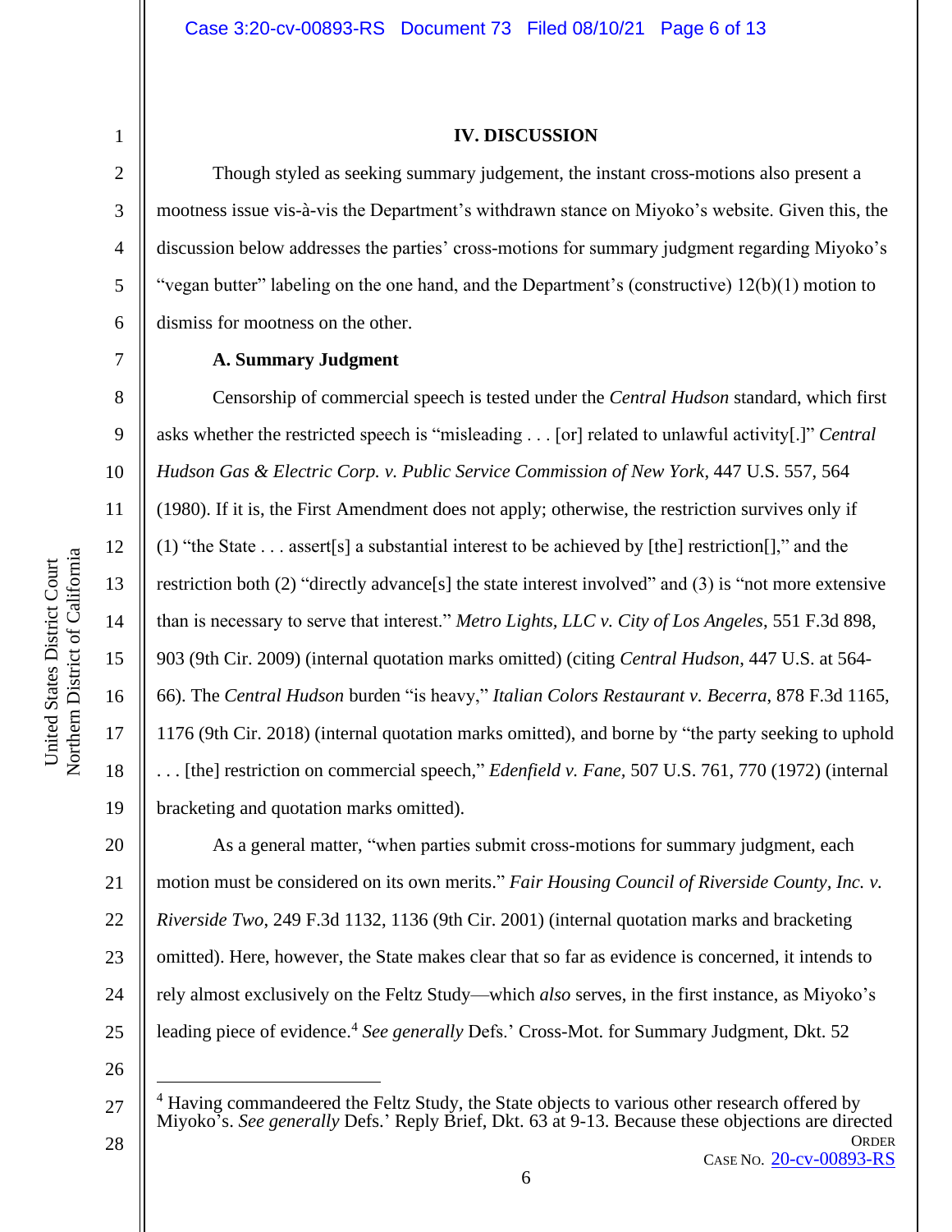## IV. DISCUSSION

Though styled as seeking summary judgement, the instant cross-motions also present a mootness issue vis-à-vis the Department's withdrawn stance on Miyoko's website. Given this, the discussion below addresses the parties' cross-motions for summary judgment regarding Miyoko's "vegan butter" labeling on the one hand, and the Department's (constructive) 12(b)(1) motion to dismiss for mootness on the other.

### A. Summary Judgment

Censorship of commercial speech is tested under the *Central Hudson* standard, which first asks whether the restricted speech is "misleading . . . [or] related to unlawful activity[.]" *Central Hudson Gas & Electric Corp. v. Public Service Commission of New York*, 447 U.S. 557, 564 (1980). If it is, the First Amendment does not apply; otherwise, the restriction survives only if (1) "the State . . . assert[s] a substantial interest to be achieved by [the] restriction[]," and the restriction both (2) "directly advance[s] the state interest involved" and (3) is "not more extensive than is necessary to serve that interest." *Metro Lights, LLC v. City of Los Angeles*, 551 F.3d 898, 903 (9th Cir. 2009) (internal quotation marks omitted) (citing *Central Hudson*, 447 U.S. at 564-66). The *Central Hudson* burden "is heavy," *Italian Colors Restaurant v. Becerra*, 878 F.3d 1165, 1176 (9th Cir. 2018) (internal quotation marks omitted), and borne by "the party seeking to uphold . . . [the] restriction on commercial speech," *Edenfield v. Fane,* 507 U.S. 761, 770 (1972) (internal bracketing and quotation marks omitted).

As a general matter, "when parties submit cross-motions for summary judgment, each motion must be considered on its own merits." *Fair Housing Council of Riverside County, Inc. v. Riverside Two*, 249 F.3d 1132, 1136 (9th Cir. 2001) (internal quotation marks and bracketing omitted). Here, however, the State makes clear that so far as evidence is concerned, it intends to rely almost exclusively on the Feltz Study—which *also* serves, in the first instance, as Miyoko's leading piece of evidence.[4] *See generally* Defs.' Cross-Mot. for Summary Judgment, Dkt. 52

---

[4] Having commandeered the Feltz Study, the State objects to various other research offered by Miyoko's. *See generally* Defs.' Reply Brief, Dkt. 63 at 9-13. Because these objections are directed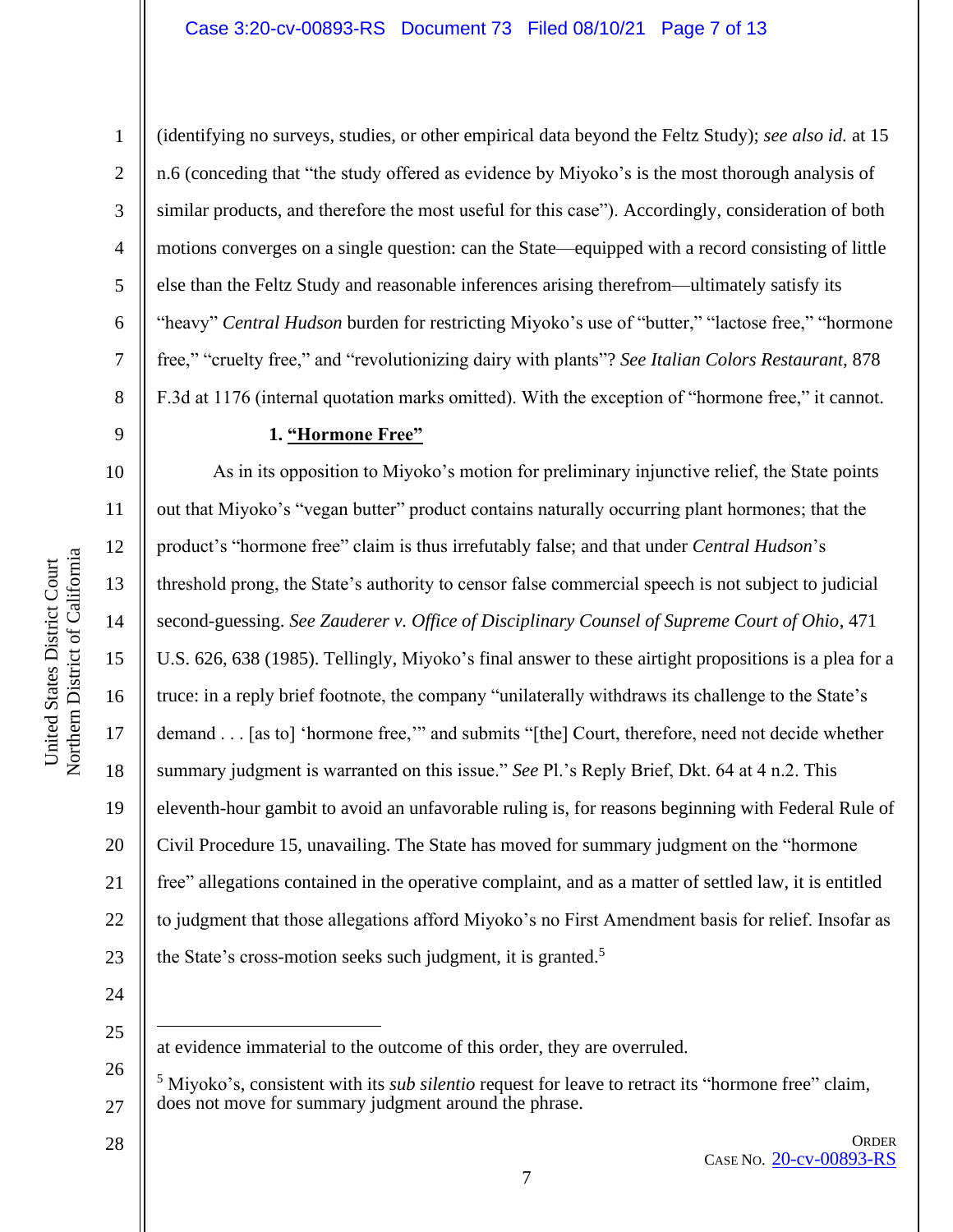(identifying no surveys, studies, or other empirical data beyond the Feltz Study); *see also id.* at 15 n.6 (conceding that "the study offered as evidence by Miyoko's is the most thorough analysis of similar products, and therefore the most useful for this case"). Accordingly, consideration of both motions converges on a single question: can the State—equipped with a record consisting of little else than the Feltz Study and reasonable inferences arising therefrom—ultimately satisfy its "heavy" *Central Hudson* burden for restricting Miyoko's use of "butter," "lactose free," "hormone free," "cruelty free," and "revolutionizing dairy with plants"? *See Italian Colors Restaurant,* 878 F.3d at 1176 (internal quotation marks omitted). With the exception of "hormone free," it cannot.

**1. "Hormone Free"**

As in its opposition to Miyoko's motion for preliminary injunctive relief, the State points out that Miyoko's "vegan butter" product contains naturally occurring plant hormones; that the product's "hormone free" claim is thus irrefutably false; and that under *Central Hudson*'s threshold prong, the State's authority to censor false commercial speech is not subject to judicial second-guessing. *See Zauderer v. Office of Disciplinary Counsel of Supreme Court of Ohio*, 471 U.S. 626, 638 (1985). Tellingly, Miyoko's final answer to these airtight propositions is a plea for a truce: in a reply brief footnote, the company "unilaterally withdraws its challenge to the State's demand . . . [as to] 'hormone free,'" and submits "[the] Court, therefore, need not decide whether summary judgment is warranted on this issue." *See* Pl.'s Reply Brief, Dkt. 64 at 4 n.2. This eleventh-hour gambit to avoid an unfavorable ruling is, for reasons beginning with Federal Rule of Civil Procedure 15, unavailing. The State has moved for summary judgment on the "hormone free" allegations contained in the operative complaint, and as a matter of settled law, it is entitled to judgment that those allegations afford Miyoko's no First Amendment basis for relief. Insofar as the State's cross-motion seeks such judgment, it is granted.[5]

---

at evidence immaterial to the outcome of this order, they are overruled.

[5] Miyoko's, consistent with its *sub silentio* request for leave to retract its "hormone free" claim, does not move for summary judgment around the phrase.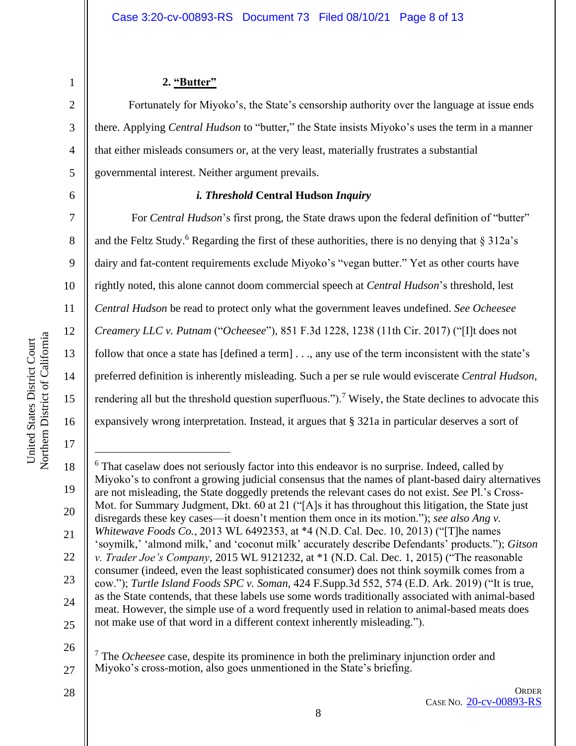### 2. **"Butter"**

Fortunately for Miyoko's, the State's censorship authority over the language at issue ends there. Applying *Central Hudson* to "butter," the State insists Miyoko's uses the term in a manner that either misleads consumers or, at the very least, materially frustrates a substantial governmental interest. Neither argument prevails.

#### *i. Threshold* **Central Hudson** *Inquiry*

For *Central Hudson*'s first prong, the State draws upon the federal definition of "butter" and the Feltz Study.[6] Regarding the first of these authorities, there is no denying that § 312a's dairy and fat-content requirements exclude Miyoko's "vegan butter." Yet as other courts have rightly noted, this alone cannot doom commercial speech at *Central Hudson*'s threshold, lest *Central Hudson* be read to protect only what the government leaves undefined. *See Ocheesee Creamery LLC v. Putnam* ("*Ocheesee*"), 851 F.3d 1228, 1238 (11th Cir. 2017) ("[I]t does not follow that once a state has [defined a term] . . ., any use of the term inconsistent with the state's preferred definition is inherently misleading. Such a per se rule would eviscerate *Central Hudson,* rendering all but the threshold question superfluous.").[7] Wisely, the State declines to advocate this expansively wrong interpretation. Instead, it argues that § 321a in particular deserves a sort of

---

[6] That caselaw does not seriously factor into this endeavor is no surprise. Indeed, called by Miyoko's to confront a growing judicial consensus that the names of plant-based dairy alternatives are not misleading, the State doggedly pretends the relevant cases do not exist. *See* Pl.'s Cross-Mot. for Summary Judgment, Dkt. 60 at 21 ("[A]s it has throughout this litigation, the State just disregards these key cases—it doesn't mention them once in its motion."); *see also Ang v. Whitewave Foods Co.*, 2013 WL 6492353, at *4 (N.D. Cal. Dec. 10, 2013) ("[T]he names 'soymilk,' 'almond milk,' and 'coconut milk' accurately describe Defendants' products."); *Gitson v. Trader Joe's Company*, 2015 WL 9121232, at *1 (N.D. Cal. Dec. 1, 2015) ("The reasonable consumer (indeed, even the least sophisticated consumer) does not think soymilk comes from a cow."); *Turtle Island Foods SPC v. Soman*, 424 F.Supp.3d 552, 574 (E.D. Ark. 2019) ("It is true, as the State contends, that these labels use some words traditionally associated with animal-based meat. However, the simple use of a word frequently used in relation to animal-based meats does not make use of that word in a different context inherently misleading.").

[7] The *Ocheesee* case, despite its prominence in both the preliminary injunction order and Miyoko's cross-motion, also goes unmentioned in the State's briefing.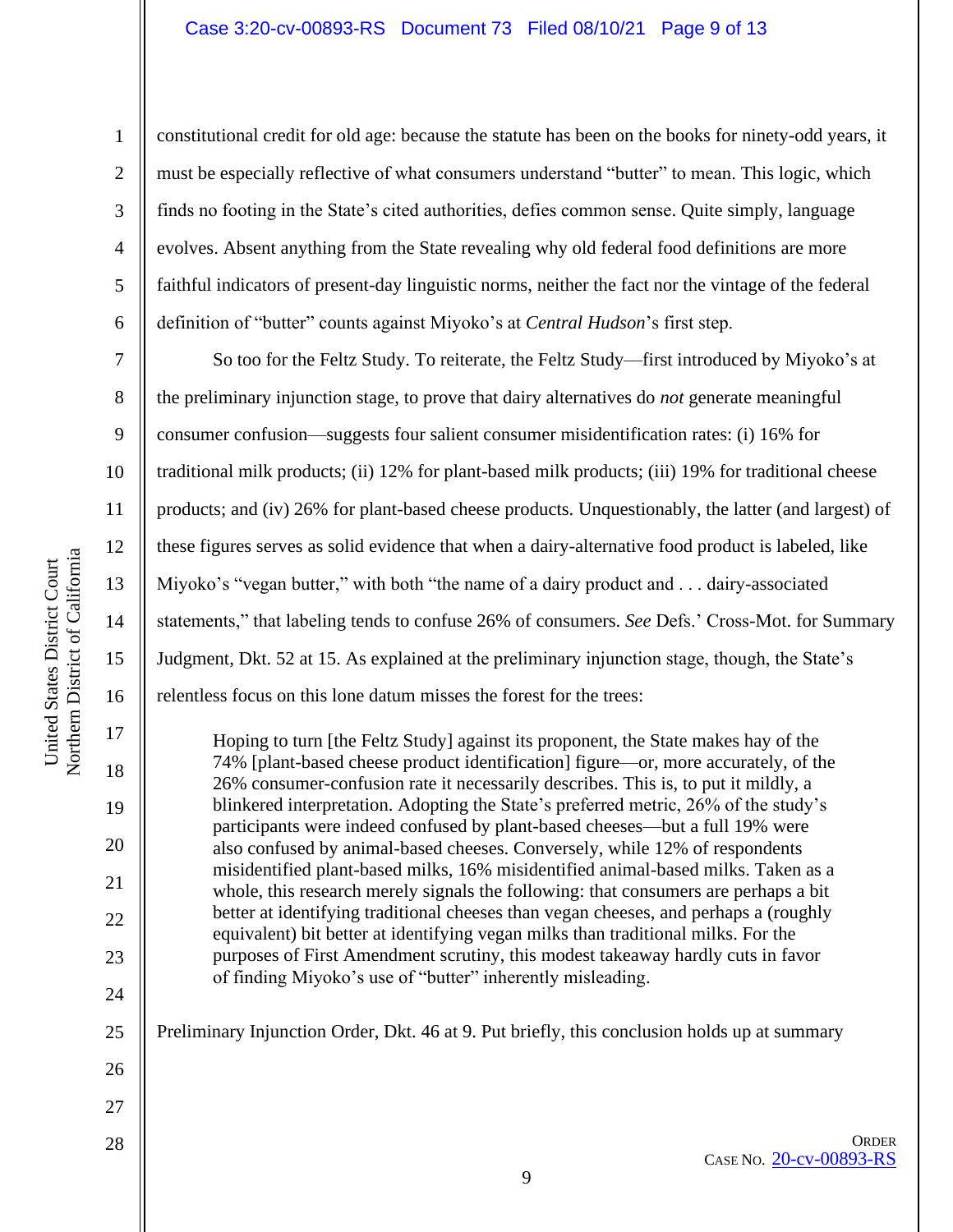constitutional credit for old age: because the statute has been on the books for ninety-odd years, it must be especially reflective of what consumers understand "butter" to mean. This logic, which finds no footing in the State's cited authorities, defies common sense. Quite simply, language evolves. Absent anything from the State revealing why old federal food definitions are more faithful indicators of present-day linguistic norms, neither the fact nor the vintage of the federal definition of "butter" counts against Miyoko's at *Central Hudson*'s first step.

So too for the Feltz Study. To reiterate, the Feltz Study—first introduced by Miyoko's at the preliminary injunction stage, to prove that dairy alternatives do *not* generate meaningful consumer confusion—suggests four salient consumer misidentification rates: (i) 16% for traditional milk products; (ii) 12% for plant-based milk products; (iii) 19% for traditional cheese products; and (iv) 26% for plant-based cheese products. Unquestionably, the latter (and largest) of these figures serves as solid evidence that when a dairy-alternative food product is labeled, like Miyoko's "vegan butter," with both "the name of a dairy product and . . . dairy-associated statements," that labeling tends to confuse 26% of consumers. *See* Defs.' Cross-Mot. for Summary Judgment, Dkt. 52 at 15. As explained at the preliminary injunction stage, though, the State's relentless focus on this lone datum misses the forest for the trees:

> Hoping to turn [the Feltz Study] against its proponent, the State makes hay of the 74% [plant-based cheese product identification] figure—or, more accurately, of the 26% consumer-confusion rate it necessarily describes. This is, to put it mildly, a blinkered interpretation. Adopting the State's preferred metric, 26% of the study's participants were indeed confused by plant-based cheeses—but a full 19% were also confused by animal-based cheeses. Conversely, while 12% of respondents misidentified plant-based milks, 16% misidentified animal-based milks. Taken as a whole, this research merely signals the following: that consumers are perhaps a bit better at identifying traditional cheeses than vegan cheeses, and perhaps a (roughly equivalent) bit better at identifying vegan milks than traditional milks. For the purposes of First Amendment scrutiny, this modest takeaway hardly cuts in favor of finding Miyoko's use of "butter" inherently misleading.

Preliminary Injunction Order, Dkt. 46 at 9. Put briefly, this conclusion holds up at summary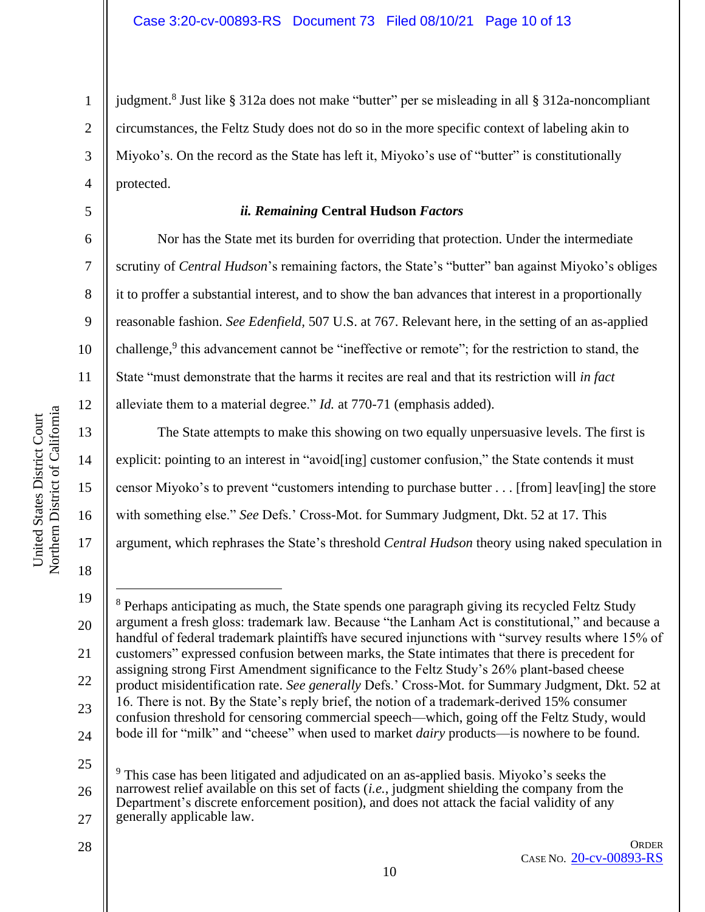judgment.[8] Just like § 312a does not make "butter" per se misleading in all § 312a-noncompliant circumstances, the Feltz Study does not do so in the more specific context of labeling akin to Miyoko's. On the record as the State has left it, Miyoko's use of "butter" is constitutionally protected.

### *ii. Remaining* Central Hudson *Factors*

Nor has the State met its burden for overriding that protection. Under the intermediate scrutiny of *Central Hudson*'s remaining factors, the State's "butter" ban against Miyoko's obliges it to proffer a substantial interest, and to show the ban advances that interest in a proportionally reasonable fashion. *See Edenfield,* 507 U.S. at 767. Relevant here, in the setting of an as-applied challenge,[9] this advancement cannot be "ineffective or remote"; for the restriction to stand, the State "must demonstrate that the harms it recites are real and that its restriction will *in fact* alleviate them to a material degree." *Id.* at 770-71 (emphasis added).

The State attempts to make this showing on two equally unpersuasive levels. The first is explicit: pointing to an interest in "avoid[ing] customer confusion," the State contends it must censor Miyoko's to prevent "customers intending to purchase butter . . . [from] leav[ing] the store with something else." *See* Defs.' Cross-Mot. for Summary Judgment, Dkt. 52 at 17. This argument, which rephrases the State's threshold *Central Hudson* theory using naked speculation in

---

[8] Perhaps anticipating as much, the State spends one paragraph giving its recycled Feltz Study argument a fresh gloss: trademark law. Because "the Lanham Act is constitutional," and because a handful of federal trademark plaintiffs have secured injunctions with "survey results where 15% of customers" expressed confusion between marks, the State intimates that there is precedent for assigning strong First Amendment significance to the Feltz Study's 26% plant-based cheese product misidentification rate. *See generally* Defs.' Cross-Mot. for Summary Judgment, Dkt. 52 at 16. There is not. By the State's reply brief, the notion of a trademark-derived 15% consumer confusion threshold for censoring commercial speech—which, going off the Feltz Study, would bode ill for "milk" and "cheese" when used to market *dairy* products—is nowhere to be found.

[9] This case has been litigated and adjudicated on an as-applied basis. Miyoko's seeks the narrowest relief available on this set of facts (*i.e.*, judgment shielding the company from the Department's discrete enforcement position), and does not attack the facial validity of any generally applicable law.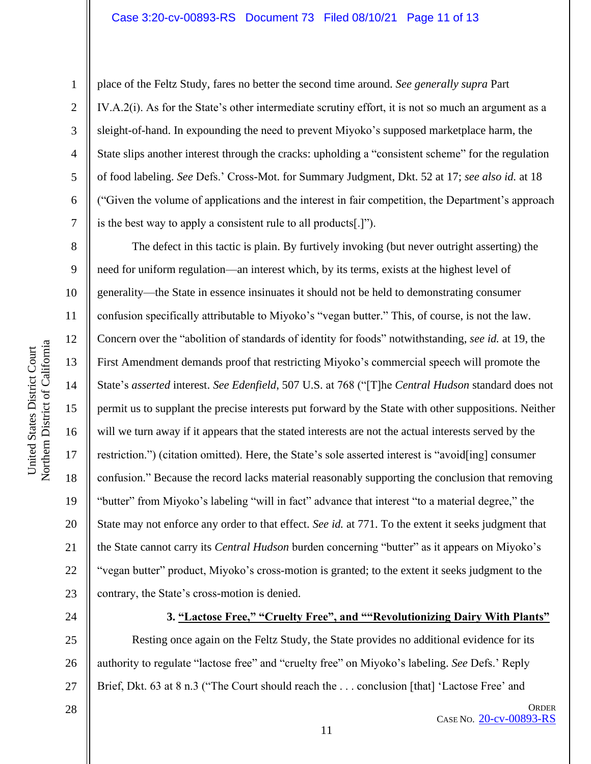place of the Feltz Study, fares no better the second time around. *See generally supra* Part IV.A.2(i). As for the State's other intermediate scrutiny effort, it is not so much an argument as a sleight-of-hand. In expounding the need to prevent Miyoko's supposed marketplace harm, the State slips another interest through the cracks: upholding a "consistent scheme" for the regulation of food labeling. *See* Defs.' Cross-Mot. for Summary Judgment, Dkt. 52 at 17; *see also id.* at 18 ("Given the volume of applications and the interest in fair competition, the Department's approach is the best way to apply a consistent rule to all products[.]").

The defect in this tactic is plain. By furtively invoking (but never outright asserting) the need for uniform regulation—an interest which, by its terms, exists at the highest level of generality—the State in essence insinuates it should not be held to demonstrating consumer confusion specifically attributable to Miyoko's "vegan butter." This, of course, is not the law. Concern over the "abolition of standards of identity for foods" notwithstanding, *see id.* at 19, the First Amendment demands proof that restricting Miyoko's commercial speech will promote the State's *asserted* interest. *See Edenfield*, 507 U.S. at 768 ("[T]he *Central Hudson* standard does not permit us to supplant the precise interests put forward by the State with other suppositions. Neither will we turn away if it appears that the stated interests are not the actual interests served by the restriction.") (citation omitted). Here, the State's sole asserted interest is "avoid[ing] consumer confusion." Because the record lacks material reasonably supporting the conclusion that removing "butter" from Miyoko's labeling "will in fact" advance that interest "to a material degree," the State may not enforce any order to that effect. *See id.* at 771. To the extent it seeks judgment that the State cannot carry its *Central Hudson* burden concerning "butter" as it appears on Miyoko's "vegan butter" product, Miyoko's cross-motion is granted; to the extent it seeks judgment to the contrary, the State's cross-motion is denied.

### 3. "Lactose Free," "Cruelty Free", and ""Revolutionizing Dairy With Plants"

Resting once again on the Feltz Study, the State provides no additional evidence for its authority to regulate "lactose free" and "cruelty free" on Miyoko's labeling. *See* Defs.' Reply Brief, Dkt. 63 at 8 n.3 ("The Court should reach the . . . conclusion [that] 'Lactose Free' and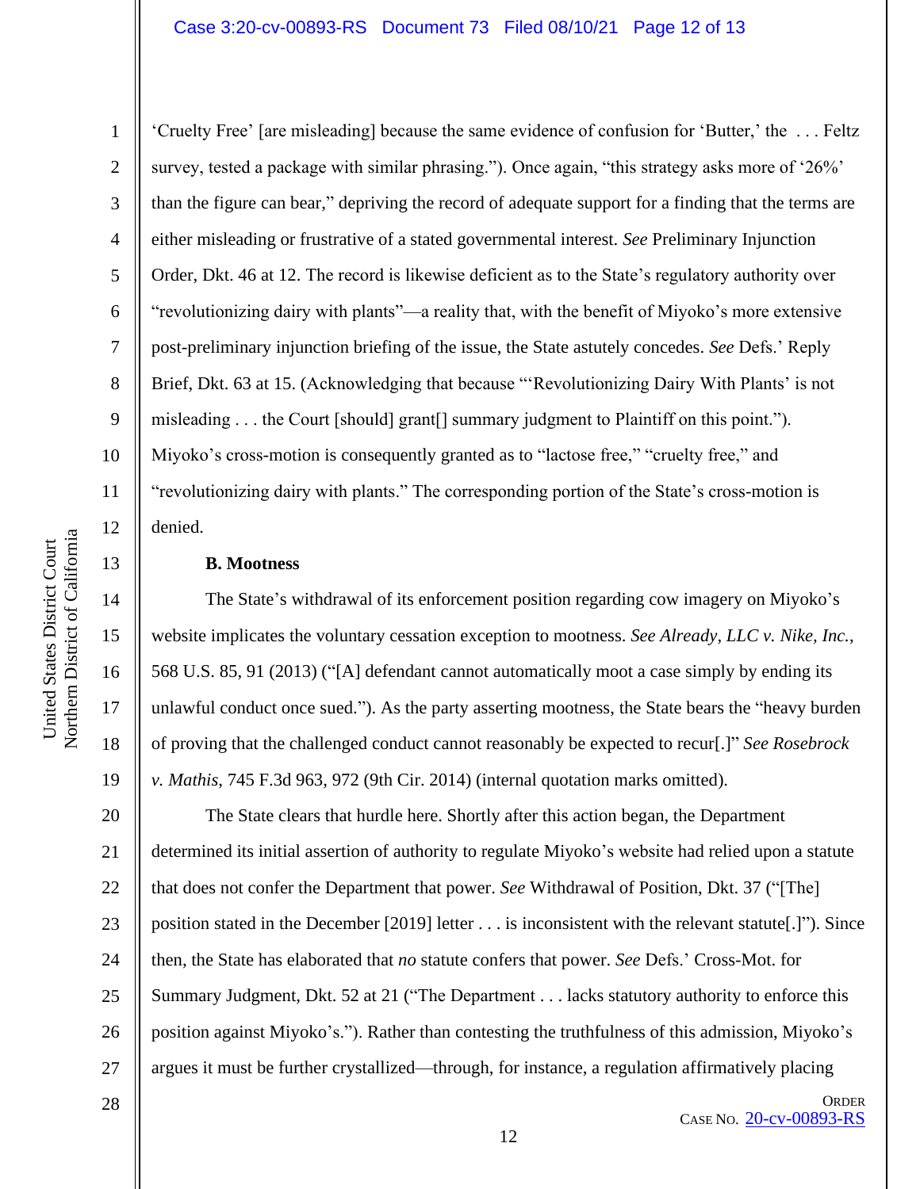'Cruelty Free' [are misleading] because the same evidence of confusion for 'Butter,' the . . . Feltz survey, tested a package with similar phrasing."). Once again, "this strategy asks more of '26%' than the figure can bear," depriving the record of adequate support for a finding that the terms are either misleading or frustrative of a stated governmental interest. *See* Preliminary Injunction Order, Dkt. 46 at 12. The record is likewise deficient as to the State's regulatory authority over "revolutionizing dairy with plants"—a reality that, with the benefit of Miyoko's more extensive post-preliminary injunction briefing of the issue, the State astutely concedes. *See* Defs.' Reply Brief, Dkt. 63 at 15. (Acknowledging that because "'Revolutionizing Dairy With Plants' is not misleading . . . the Court [should] grant[] summary judgment to Plaintiff on this point."). Miyoko's cross-motion is consequently granted as to "lactose free," "cruelty free," and "revolutionizing dairy with plants." The corresponding portion of the State's cross-motion is denied.

**B. Mootness**

The State's withdrawal of its enforcement position regarding cow imagery on Miyoko's website implicates the voluntary cessation exception to mootness. *See Already, LLC v. Nike, Inc.*, 568 U.S. 85, 91 (2013) ("[A] defendant cannot automatically moot a case simply by ending its unlawful conduct once sued."). As the party asserting mootness, the State bears the "heavy burden of proving that the challenged conduct cannot reasonably be expected to recur[.]" *See Rosebrock v. Mathis*, 745 F.3d 963, 972 (9th Cir. 2014) (internal quotation marks omitted).

The State clears that hurdle here. Shortly after this action began, the Department determined its initial assertion of authority to regulate Miyoko's website had relied upon a statute that does not confer the Department that power. *See* Withdrawal of Position, Dkt. 37 ("[The] position stated in the December [2019] letter . . . is inconsistent with the relevant statute[.]"). Since then, the State has elaborated that *no* statute confers that power. *See* Defs.' Cross-Mot. for Summary Judgment, Dkt. 52 at 21 ("The Department . . . lacks statutory authority to enforce this position against Miyoko's."). Rather than contesting the truthfulness of this admission, Miyoko's argues it must be further crystallized—through, for instance, a regulation affirmatively placing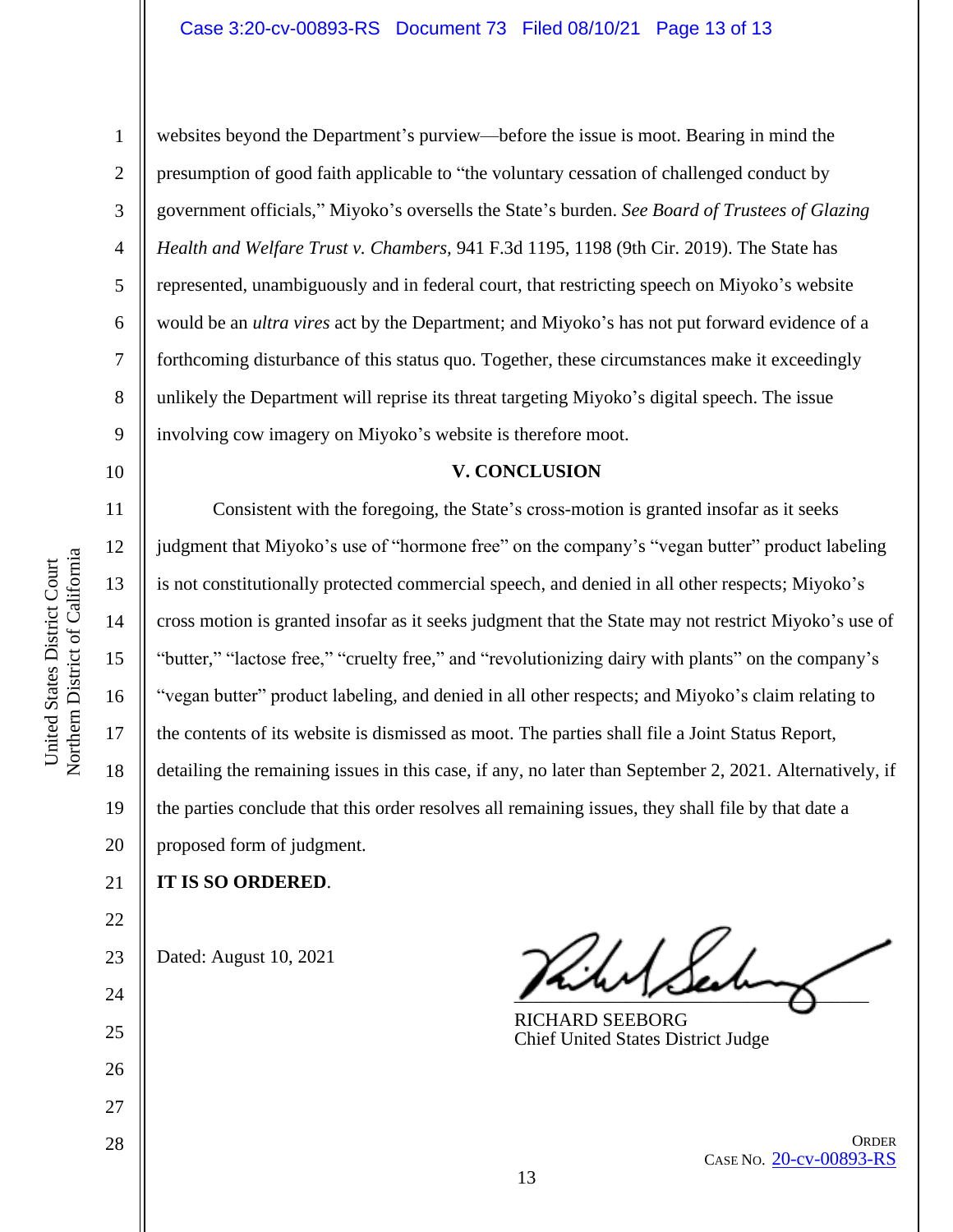websites beyond the Department's purview—before the issue is moot. Bearing in mind the presumption of good faith applicable to "the voluntary cessation of challenged conduct by government officials," Miyoko's oversells the State's burden. *See Board of Trustees of Glazing Health and Welfare Trust v. Chambers*, 941 F.3d 1195, 1198 (9th Cir. 2019). The State has represented, unambiguously and in federal court, that restricting speech on Miyoko's website would be an *ultra vires* act by the Department; and Miyoko's has not put forward evidence of a forthcoming disturbance of this status quo. Together, these circumstances make it exceedingly unlikely the Department will reprise its threat targeting Miyoko's digital speech. The issue involving cow imagery on Miyoko's website is therefore moot.

## V. CONCLUSION

Consistent with the foregoing, the State's cross-motion is granted insofar as it seeks judgment that Miyoko's use of "hormone free" on the company's "vegan butter" product labeling is not constitutionally protected commercial speech, and denied in all other respects; Miyoko's cross motion is granted insofar as it seeks judgment that the State may not restrict Miyoko's use of "butter," "lactose free," "cruelty free," and "revolutionizing dairy with plants" on the company's "vegan butter" product labeling, and denied in all other respects; and Miyoko's claim relating to the contents of its website is dismissed as moot. The parties shall file a Joint Status Report, detailing the remaining issues in this case, if any, no later than September 2, 2021. Alternatively, if the parties conclude that this order resolves all remaining issues, they shall file by that date a proposed form of judgment.

**IT IS SO ORDERED**.

Dated: August 10, 2021

RICHARD SEEBORG
Chief United States District Judge